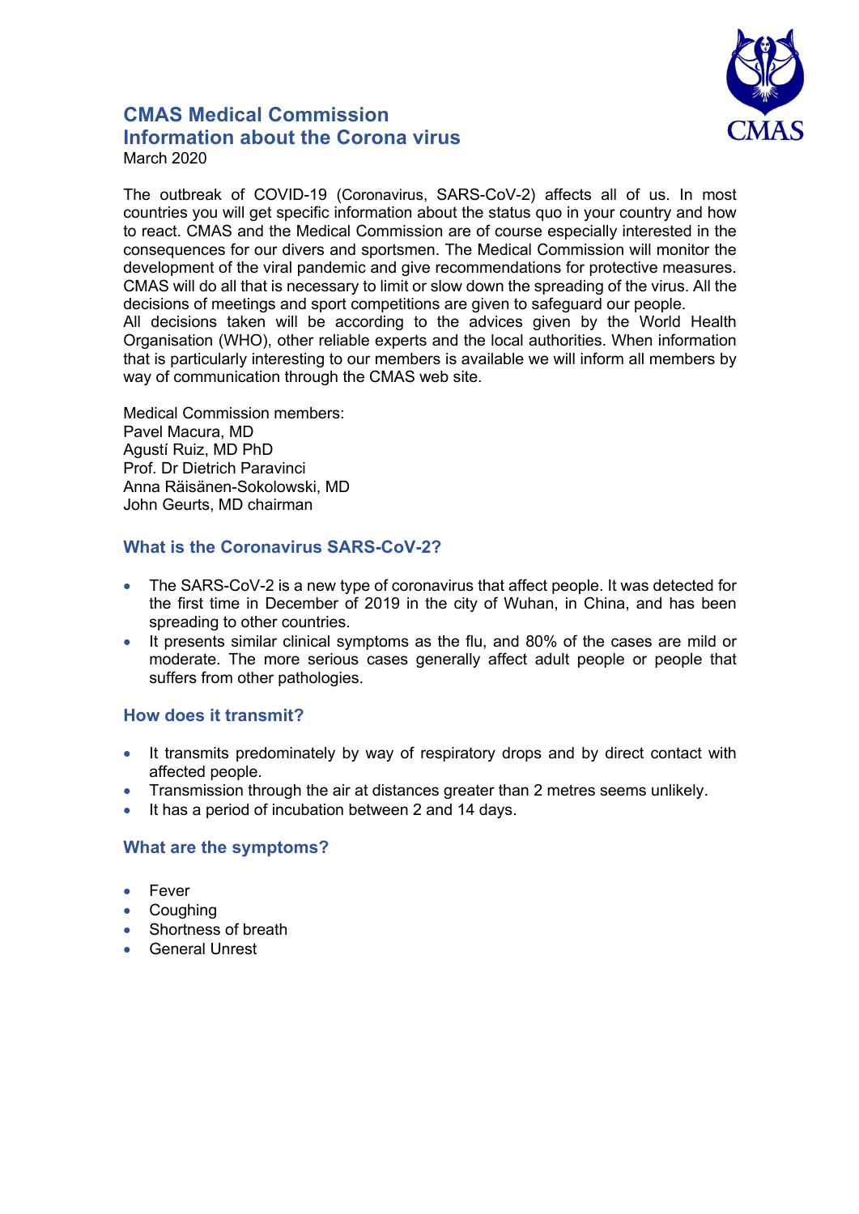# CMAS Medical Commission
# Information about the Corona virus

March 2020

The outbreak of COVID-19 (Coronavirus, SARS-CoV-2) affects all of us. In most countries you will get specific information about the status quo in your country and how to react. CMAS and the Medical Commission are of course especially interested in the consequences for our divers and sportsmen. The Medical Commission will monitor the development of the viral pandemic and give recommendations for protective measures. CMAS will do all that is necessary to limit or slow down the spreading of the virus. All the decisions of meetings and sport competitions are given to safeguard our people.
All decisions taken will be according to the advices given by the World Health Organisation (WHO), other reliable experts and the local authorities. When information that is particularly interesting to our members is available we will inform all members by way of communication through the CMAS web site.

Medical Commission members:
Pavel Macura, MD
Agustí Ruiz, MD PhD
Prof. Dr Dietrich Paravinci
Anna Räisänen-Sokolowski, MD
John Geurts, MD chairman

## What is the Coronavirus SARS-CoV-2?

- The SARS-CoV-2 is a new type of coronavirus that affect people. It was detected for the first time in December of 2019 in the city of Wuhan, in China, and has been spreading to other countries.
- It presents similar clinical symptoms as the flu, and 80% of the cases are mild or moderate. The more serious cases generally affect adult people or people that suffers from other pathologies.

## How does it transmit?

- It transmits predominately by way of respiratory drops and by direct contact with affected people.
- Transmission through the air at distances greater than 2 metres seems unlikely.
- It has a period of incubation between 2 and 14 days.

## What are the symptoms?

- Fever
- Coughing
- Shortness of breath
- General Unrest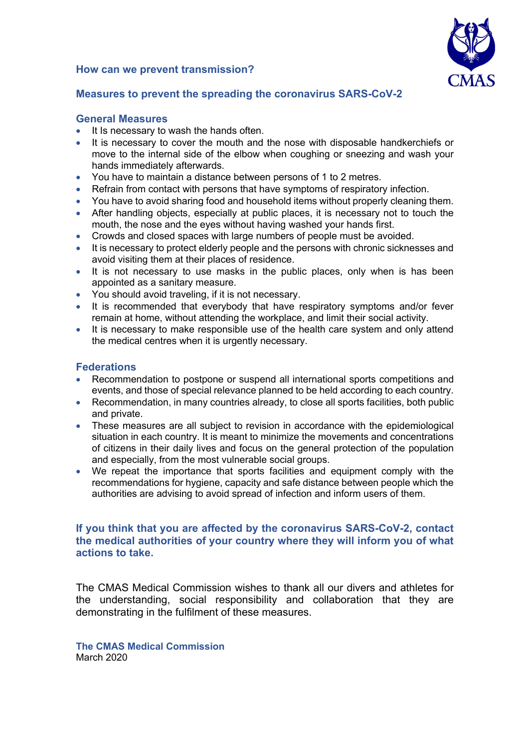### How can we prevent transmission?

### Measures to prevent the spreading the coronavirus SARS-CoV-2

### General Measures

- It Is necessary to wash the hands often.
- It is necessary to cover the mouth and the nose with disposable handkerchiefs or move to the internal side of the elbow when coughing or sneezing and wash your hands immediately afterwards.
- You have to maintain a distance between persons of 1 to 2 metres.
- Refrain from contact with persons that have symptoms of respiratory infection.
- You have to avoid sharing food and household items without properly cleaning them.
- After handling objects, especially at public places, it is necessary not to touch the mouth, the nose and the eyes without having washed your hands first.
- Crowds and closed spaces with large numbers of people must be avoided.
- It is necessary to protect elderly people and the persons with chronic sicknesses and avoid visiting them at their places of residence.
- It is not necessary to use masks in the public places, only when is has been appointed as a sanitary measure.
- You should avoid traveling, if it is not necessary.
- It is recommended that everybody that have respiratory symptoms and/or fever remain at home, without attending the workplace, and limit their social activity.
- It is necessary to make responsible use of the health care system and only attend the medical centres when it is urgently necessary.

### Federations

- Recommendation to postpone or suspend all international sports competitions and events, and those of special relevance planned to be held according to each country.
- Recommendation, in many countries already, to close all sports facilities, both public and private.
- These measures are all subject to revision in accordance with the epidemiological situation in each country. It is meant to minimize the movements and concentrations of citizens in their daily lives and focus on the general protection of the population and especially, from the most vulnerable social groups.
- We repeat the importance that sports facilities and equipment comply with the recommendations for hygiene, capacity and safe distance between people which the authorities are advising to avoid spread of infection and inform users of them.

**If you think that you are affected by the coronavirus SARS-CoV-2, contact the medical authorities of your country where they will inform you of what actions to take.**

The CMAS Medical Commission wishes to thank all our divers and athletes for the understanding, social responsibility and collaboration that they are demonstrating in the fulfilment of these measures.

**The CMAS Medical Commission**
March 2020